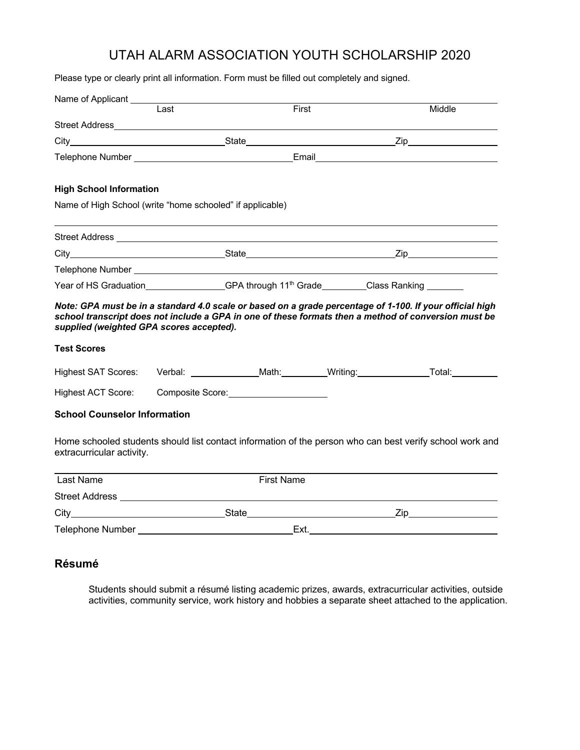# UTAH ALARM ASSOCIATION YOUTH SCHOLARSHIP 2020

Please type or clearly print all information. Form must be filled out completely and signed.

Name of Applicant ______________________________________________________________
Last First Middle

Street Address ______________________________________________________________

City ______________________ State ______________________ Zip ______________

Telephone Number ______________________ Email ______________________

**High School Information**

Name of High School (write "home schooled" if applicable)

______________________________________________________________

Street Address ______________________________________________________________

City ______________________ State ______________________ Zip ______________

Telephone Number ______________________________________________________________

Year of HS Graduation ______________ GPA through 11th Grade ________ Class Ranking _______

***Note: GPA must be in a standard 4.0 scale or based on a grade percentage of 1-100. If your official high school transcript does not include a GPA in one of these formats then a method of conversion must be supplied (weighted GPA scores accepted).***

**Test Scores**

Highest SAT Scores: Verbal: ____________ Math: ________ Writing: ____________ Total: ________

Highest ACT Score: Composite Score: ________________

**School Counselor Information**

Home schooled students should list contact information of the person who can best verify school work and extracurricular activity.

______________________________________________________________
Last Name First Name

Street Address ______________________________________________________________

City ______________________ State ______________________ Zip ______________

Telephone Number ______________________ Ext. ______________________

## Résumé

Students should submit a résumé listing academic prizes, awards, extracurricular activities, outside activities, community service, work history and hobbies a separate sheet attached to the application.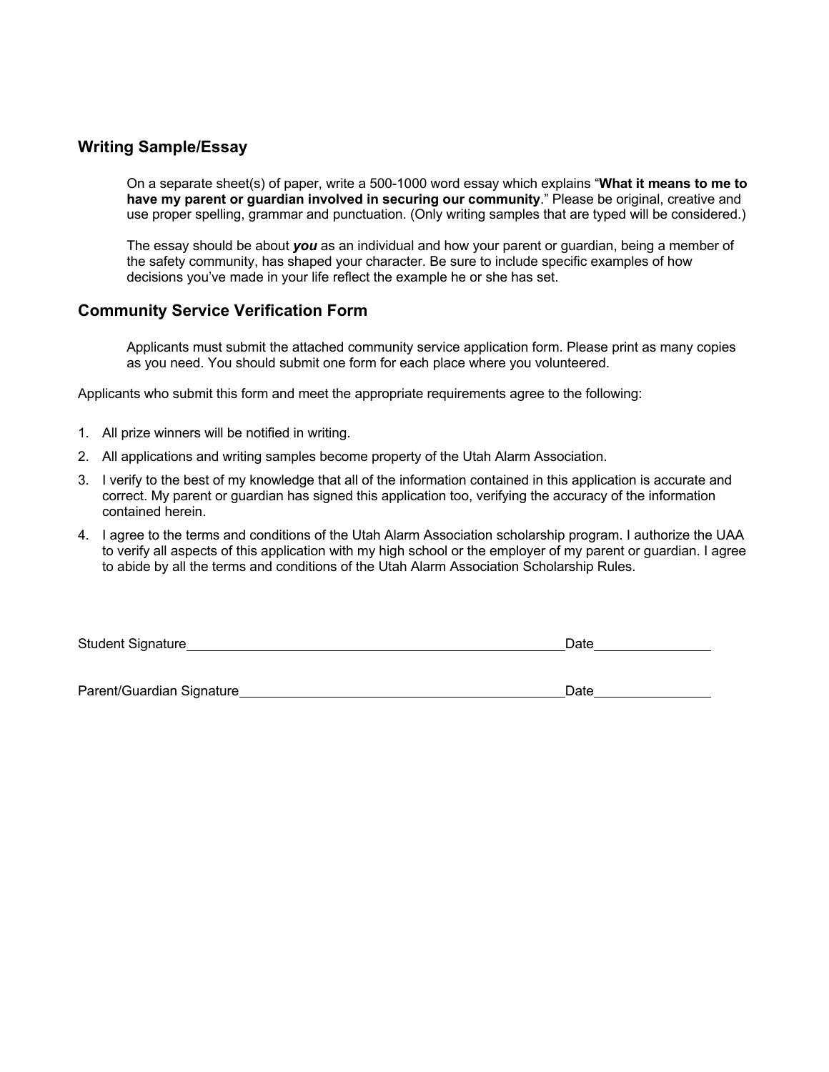## Writing Sample/Essay

On a separate sheet(s) of paper, write a 500-1000 word essay which explains "**What it means to me to have my parent or guardian involved in securing our community**." Please be original, creative and use proper spelling, grammar and punctuation. (Only writing samples that are typed will be considered.)

The essay should be about ***you*** as an individual and how your parent or guardian, being a member of the safety community, has shaped your character. Be sure to include specific examples of how decisions you've made in your life reflect the example he or she has set.

## Community Service Verification Form

Applicants must submit the attached community service application form. Please print as many copies as you need. You should submit one form for each place where you volunteered.

Applicants who submit this form and meet the appropriate requirements agree to the following:

1. All prize winners will be notified in writing.
2. All applications and writing samples become property of the Utah Alarm Association.
3. I verify to the best of my knowledge that all of the information contained in this application is accurate and correct. My parent or guardian has signed this application too, verifying the accuracy of the information contained herein.
4. I agree to the terms and conditions of the Utah Alarm Association scholarship program. I authorize the UAA to verify all aspects of this application with my high school or the employer of my parent or guardian. I agree to abide by all the terms and conditions of the Utah Alarm Association Scholarship Rules.

Student Signature____________________________________________ Date______________

Parent/Guardian Signature______________________________________ Date______________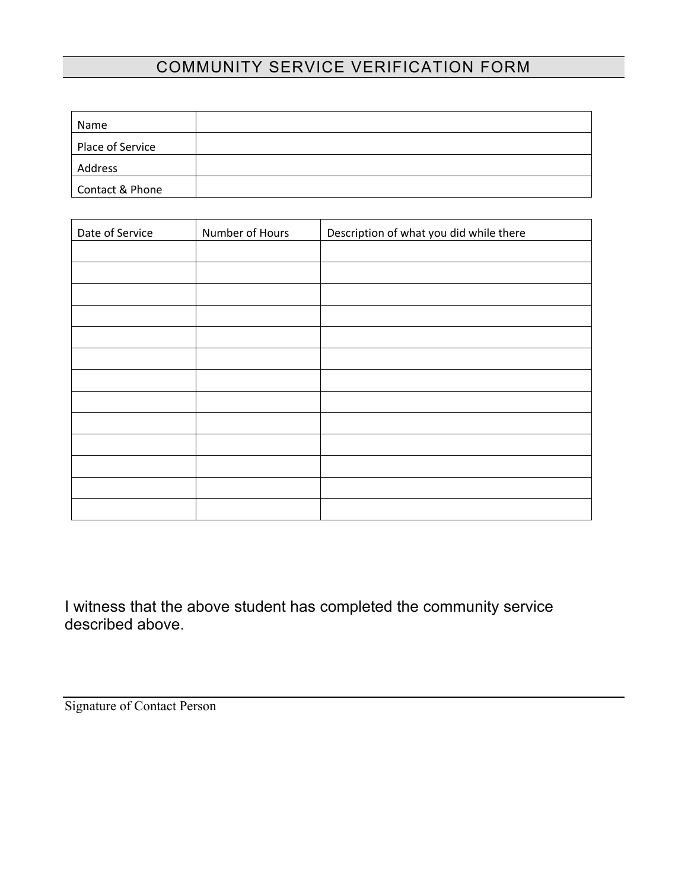# COMMUNITY SERVICE VERIFICATION FORM

| | |
|---|---|
| Name | |
| Place of Service | |
| Address | |
| Contact & Phone | |

| Date of Service | Number of Hours | Description of what you did while there |
|---|---|---|
| | | |
| | | |
| | | |
| | | |
| | | |
| | | |
| | | |
| | | |
| | | |
| | | |
| | | |
| | | |
| | | |

I witness that the above student has completed the community service described above.

\_\_\_\_\_\_\_\_\_\_\_\_\_\_\_\_\_\_\_\_\_\_\_\_\_\_\_\_\_\_\_\_\_\_\_\_\_\_\_\_

Signature of Contact Person